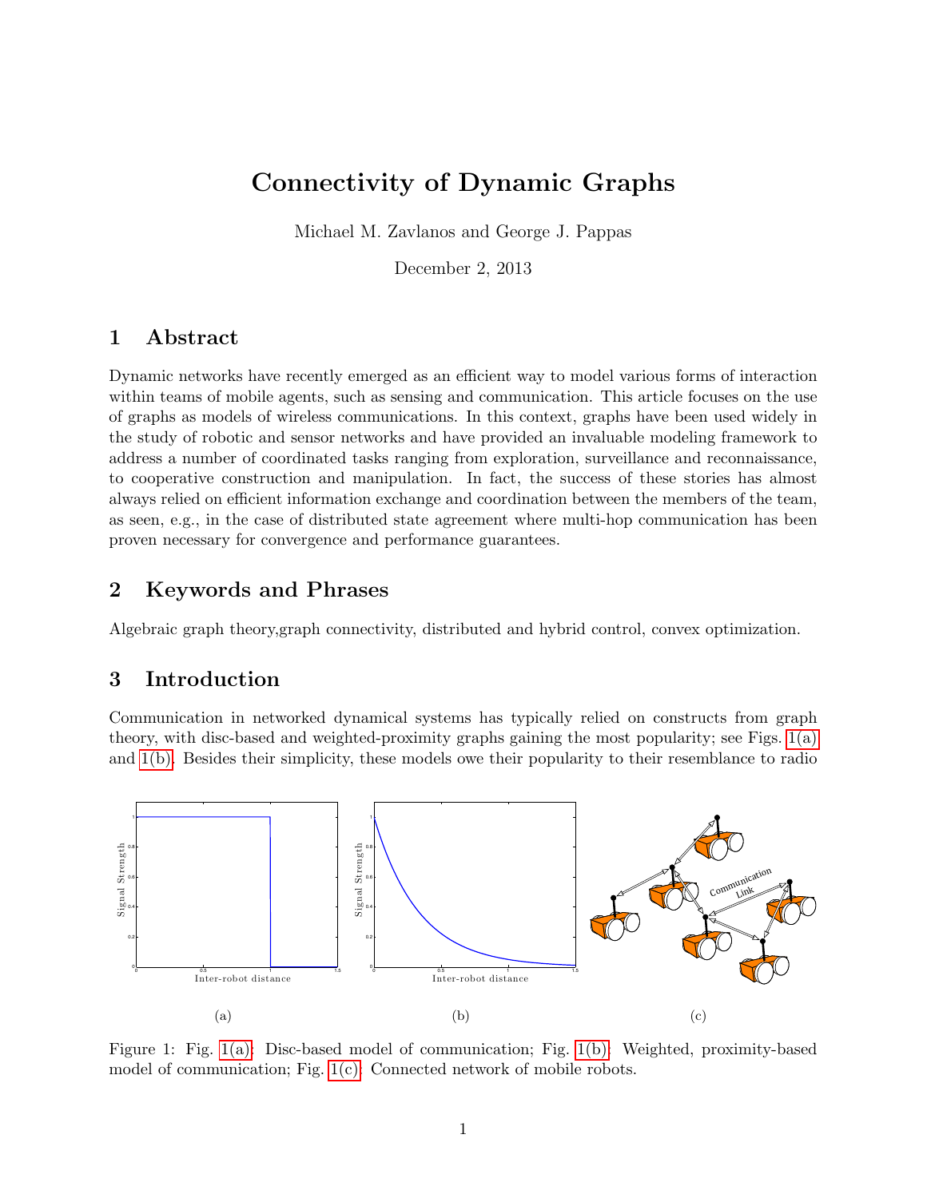# Connectivity of Dynamic Graphs

Michael M. Zavlanos and George J. Pappas

December 2, 2013

## 1 Abstract

Dynamic networks have recently emerged as an efficient way to model various forms of interaction within teams of mobile agents, such as sensing and communication. This article focuses on the use of graphs as models of wireless communications. In this context, graphs have been used widely in the study of robotic and sensor networks and have provided an invaluable modeling framework to address a number of coordinated tasks ranging from exploration, surveillance and reconnaissance, to cooperative construction and manipulation. In fact, the success of these stories has almost always relied on efficient information exchange and coordination between the members of the team, as seen, e.g., in the case of distributed state agreement where multi-hop communication has been proven necessary for convergence and performance guarantees.

## 2 Keywords and Phrases

Algebraic graph theory,graph connectivity, distributed and hybrid control, convex optimization.

## 3 Introduction

Communication in networked dynamical systems has typically relied on constructs from graph theory, with disc-based and weighted-proximity graphs gaining the most popularity; see Figs. 1(a) and 1(b). Besides their simplicity, these models owe their popularity to their resemblance to radio

(a)

(b)

(c)

Figure 1: Fig. 1(a): Disc-based model of communication; Fig. 1(b): Weighted, proximity-based model of communication; Fig. 1(c): Connected network of mobile robots.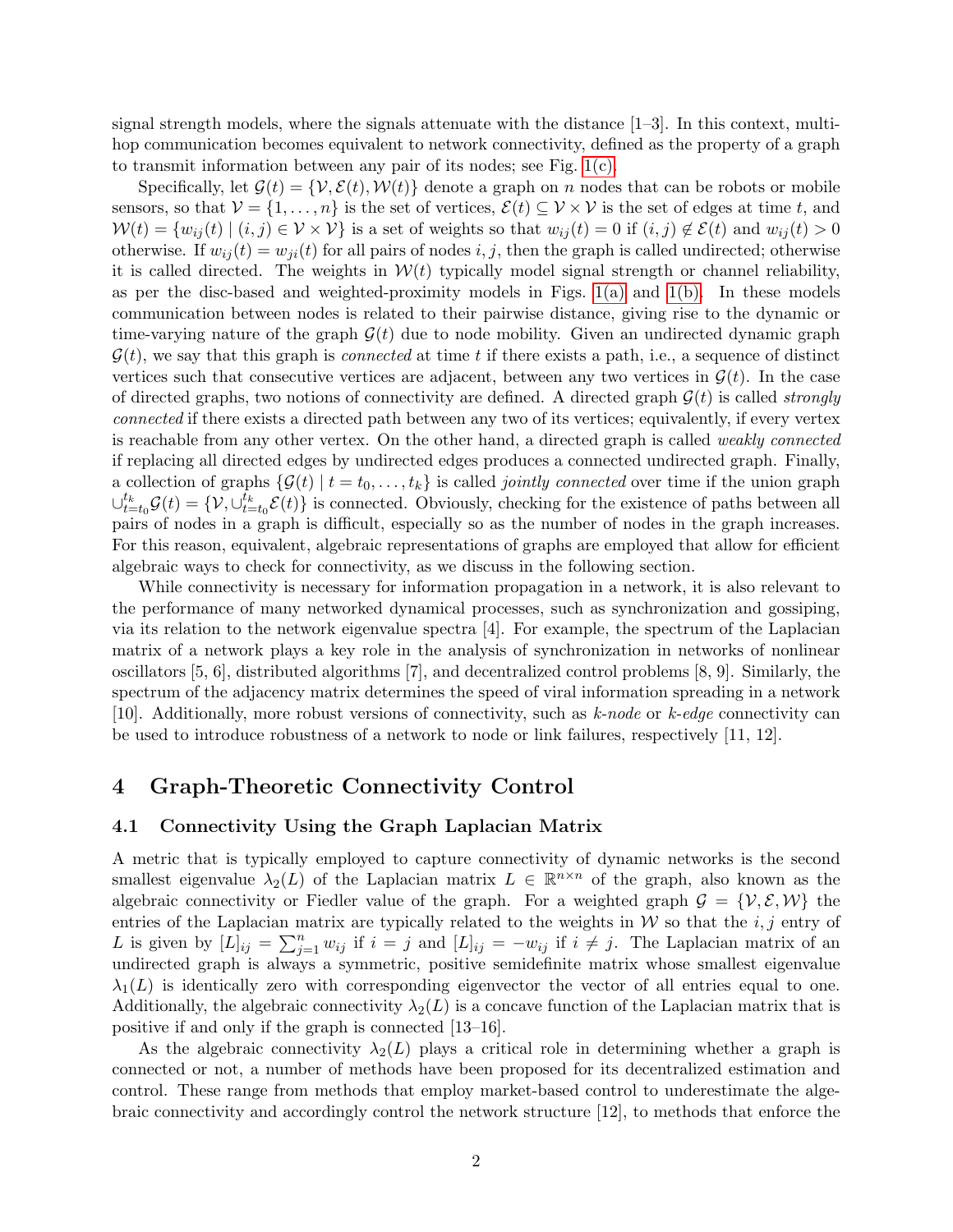signal strength models, where the signals attenuate with the distance [1–3]. In this context, multi-hop communication becomes equivalent to network connectivity, defined as the property of a graph to transmit information between any pair of its nodes; see Fig. 1(c).

Specifically, let $\mathcal{G}(t) = \{\mathcal{V}, \mathcal{E}(t), \mathcal{W}(t)\}$ denote a graph on $n$ nodes that can be robots or mobile sensors, so that $\mathcal{V} = \{1, \ldots, n\}$ is the set of vertices, $\mathcal{E}(t) \subseteq \mathcal{V} \times \mathcal{V}$ is the set of edges at time $t$, and $\mathcal{W}(t) = \{w_{ij}(t) \mid (i, j) \in \mathcal{V} \times \mathcal{V}\}$ is a set of weights so that $w_{ij}(t) = 0$ if $(i, j) \notin \mathcal{E}(t)$ and $w_{ij}(t) > 0$ otherwise. If $w_{ij}(t) = w_{ji}(t)$ for all pairs of nodes $i, j$, then the graph is called undirected; otherwise it is called directed. The weights in $\mathcal{W}(t)$ typically model signal strength or channel reliability, as per the disc-based and weighted-proximity models in Figs. 1(a) and 1(b). In these models communication between nodes is related to their pairwise distance, giving rise to the dynamic or time-varying nature of the graph $\mathcal{G}(t)$ due to node mobility. Given an undirected dynamic graph $\mathcal{G}(t)$, we say that this graph is *connected* at time $t$ if there exists a path, i.e., a sequence of distinct vertices such that consecutive vertices are adjacent, between any two vertices in $\mathcal{G}(t)$. In the case of directed graphs, two notions of connectivity are defined. A directed graph $\mathcal{G}(t)$ is called *strongly connected* if there exists a directed path between any two of its vertices; equivalently, if every vertex is reachable from any other vertex. On the other hand, a directed graph is called *weakly connected* if replacing all directed edges by undirected edges produces a connected undirected graph. Finally, a collection of graphs $\{\mathcal{G}(t) \mid t = t_0, \ldots, t_k\}$ is called *jointly connected* over time if the union graph $\cup_{t=t_0}^{t_k} \mathcal{G}(t) = \{\mathcal{V}, \cup_{t=t_0}^{t_k} \mathcal{E}(t)\}$ is connected. Obviously, checking for the existence of paths between all pairs of nodes in a graph is difficult, especially so as the number of nodes in the graph increases. For this reason, equivalent, algebraic representations of graphs are employed that allow for efficient algebraic ways to check for connectivity, as we discuss in the following section.

While connectivity is necessary for information propagation in a network, it is also relevant to the performance of many networked dynamical processes, such as synchronization and gossiping, via its relation to the network eigenvalue spectra [4]. For example, the spectrum of the Laplacian matrix of a network plays a key role in the analysis of synchronization in networks of nonlinear oscillators [5, 6], distributed algorithms [7], and decentralized control problems [8, 9]. Similarly, the spectrum of the adjacency matrix determines the speed of viral information spreading in a network [10]. Additionally, more robust versions of connectivity, such as *k-node* or *k-edge* connectivity can be used to introduce robustness of a network to node or link failures, respectively [11, 12].

# 4 Graph-Theoretic Connectivity Control

## 4.1 Connectivity Using the Graph Laplacian Matrix

A metric that is typically employed to capture connectivity of dynamic networks is the second smallest eigenvalue $\lambda_2(L)$ of the Laplacian matrix $L \in \mathbb{R}^{n \times n}$ of the graph, also known as the algebraic connectivity or Fiedler value of the graph. For a weighted graph $\mathcal{G} = \{\mathcal{V}, \mathcal{E}, \mathcal{W}\}$ the entries of the Laplacian matrix are typically related to the weights in $\mathcal{W}$ so that the $i, j$ entry of $L$ is given by $[L]_{ij} = \sum_{j=1}^{n} w_{ij}$ if $i = j$ and $[L]_{ij} = -w_{ij}$ if $i \neq j$. The Laplacian matrix of an undirected graph is always a symmetric, positive semidefinite matrix whose smallest eigenvalue $\lambda_1(L)$ is identically zero with corresponding eigenvector the vector of all entries equal to one. Additionally, the algebraic connectivity $\lambda_2(L)$ is a concave function of the Laplacian matrix that is positive if and only if the graph is connected [13–16].

As the algebraic connectivity $\lambda_2(L)$ plays a critical role in determining whether a graph is connected or not, a number of methods have been proposed for its decentralized estimation and control. These range from methods that employ market-based control to underestimate the algebraic connectivity and accordingly control the network structure [12], to methods that enforce the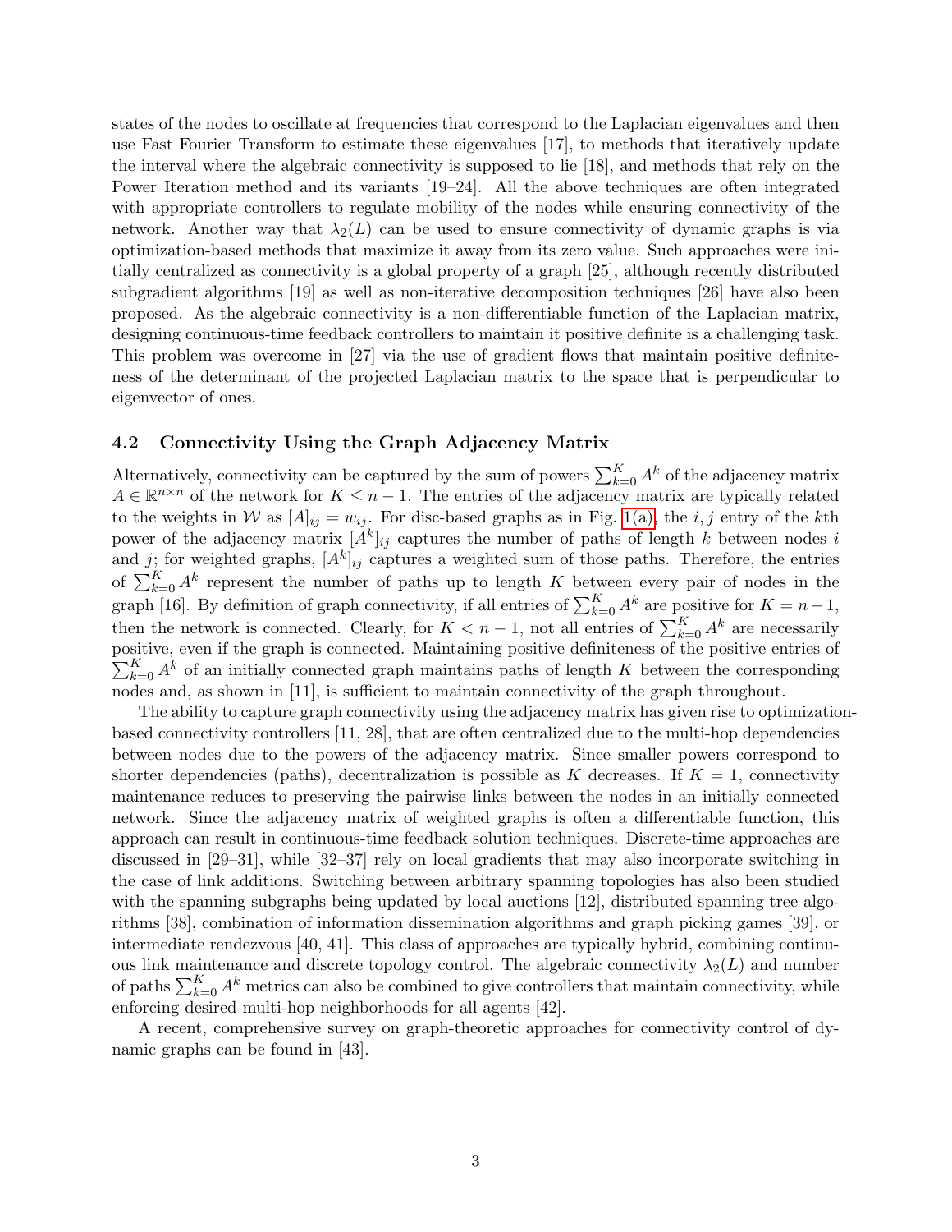states of the nodes to oscillate at frequencies that correspond to the Laplacian eigenvalues and then use Fast Fourier Transform to estimate these eigenvalues [17], to methods that iteratively update the interval where the algebraic connectivity is supposed to lie [18], and methods that rely on the Power Iteration method and its variants [19–24]. All the above techniques are often integrated with appropriate controllers to regulate mobility of the nodes while ensuring connectivity of the network. Another way that $\lambda_2(L)$ can be used to ensure connectivity of dynamic graphs is via optimization-based methods that maximize it away from its zero value. Such approaches were initially centralized as connectivity is a global property of a graph [25], although recently distributed subgradient algorithms [19] as well as non-iterative decomposition techniques [26] have also been proposed. As the algebraic connectivity is a non-differentiable function of the Laplacian matrix, designing continuous-time feedback controllers to maintain it positive definite is a challenging task. This problem was overcome in [27] via the use of gradient flows that maintain positive definiteness of the determinant of the projected Laplacian matrix to the space that is perpendicular to eigenvector of ones.

### 4.2 Connectivity Using the Graph Adjacency Matrix

Alternatively, connectivity can be captured by the sum of powers $\sum_{k=0}^{K} A^k$ of the adjacency matrix $A \in \mathbb{R}^{n \times n}$ of the network for $K \leq n-1$. The entries of the adjacency matrix are typically related to the weights in $\mathcal{W}$ as $[A]_{ij} = w_{ij}$. For disc-based graphs as in Fig. 1(a), the $i, j$ entry of the $k$th power of the adjacency matrix $[A^k]_{ij}$ captures the number of paths of length $k$ between nodes $i$ and $j$; for weighted graphs, $[A^k]_{ij}$ captures a weighted sum of those paths. Therefore, the entries of $\sum_{k=0}^{K} A^k$ represent the number of paths up to length $K$ between every pair of nodes in the graph [16]. By definition of graph connectivity, if all entries of $\sum_{k=0}^{K} A^k$ are positive for $K = n-1$, then the network is connected. Clearly, for $K < n-1$, not all entries of $\sum_{k=0}^{K} A^k$ are necessarily positive, even if the graph is connected. Maintaining positive definiteness of the positive entries of $\sum_{k=0}^{K} A^k$ of an initially connected graph maintains paths of length $K$ between the corresponding nodes and, as shown in [11], is sufficient to maintain connectivity of the graph throughout.

The ability to capture graph connectivity using the adjacency matrix has given rise to optimization-based connectivity controllers [11, 28], that are often centralized due to the multi-hop dependencies between nodes due to the powers of the adjacency matrix. Since smaller powers correspond to shorter dependencies (paths), decentralization is possible as $K$ decreases. If $K = 1$, connectivity maintenance reduces to preserving the pairwise links between the nodes in an initially connected network. Since the adjacency matrix of weighted graphs is often a differentiable function, this approach can result in continuous-time feedback solution techniques. Discrete-time approaches are discussed in [29–31], while [32–37] rely on local gradients that may also incorporate switching in the case of link additions. Switching between arbitrary spanning topologies has also been studied with the spanning subgraphs being updated by local auctions [12], distributed spanning tree algorithms [38], combination of information dissemination algorithms and graph picking games [39], or intermediate rendezvous [40, 41]. This class of approaches are typically hybrid, combining continuous link maintenance and discrete topology control. The algebraic connectivity $\lambda_2(L)$ and number of paths $\sum_{k=0}^{K} A^k$ metrics can also be combined to give controllers that maintain connectivity, while enforcing desired multi-hop neighborhoods for all agents [42].

A recent, comprehensive survey on graph-theoretic approaches for connectivity control of dynamic graphs can be found in [43].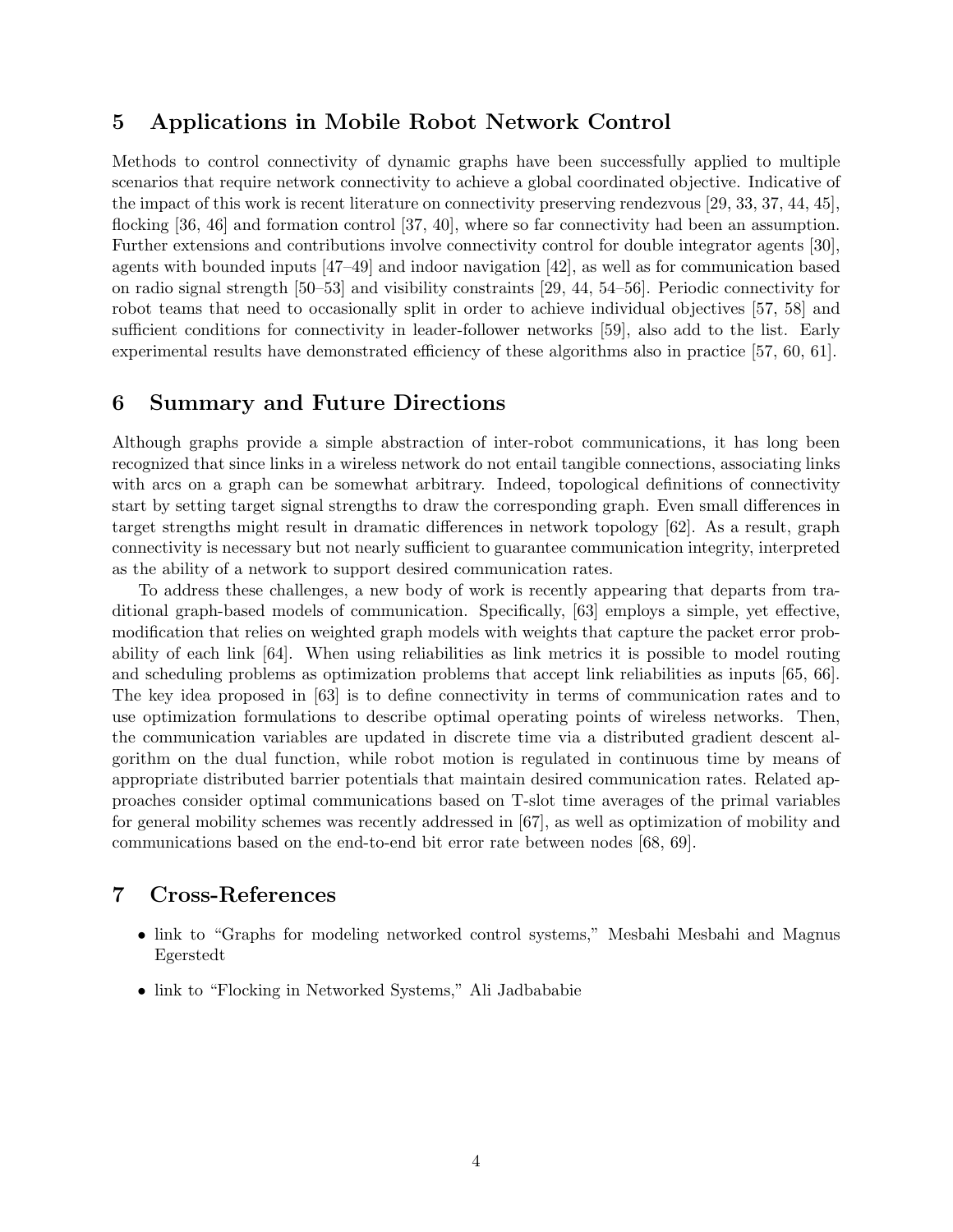## 5 Applications in Mobile Robot Network Control

Methods to control connectivity of dynamic graphs have been successfully applied to multiple scenarios that require network connectivity to achieve a global coordinated objective. Indicative of the impact of this work is recent literature on connectivity preserving rendezvous [29, 33, 37, 44, 45], flocking [36, 46] and formation control [37, 40], where so far connectivity had been an assumption. Further extensions and contributions involve connectivity control for double integrator agents [30], agents with bounded inputs [47–49] and indoor navigation [42], as well as for communication based on radio signal strength [50–53] and visibility constraints [29, 44, 54–56]. Periodic connectivity for robot teams that need to occasionally split in order to achieve individual objectives [57, 58] and sufficient conditions for connectivity in leader-follower networks [59], also add to the list. Early experimental results have demonstrated efficiency of these algorithms also in practice [57, 60, 61].

## 6 Summary and Future Directions

Although graphs provide a simple abstraction of inter-robot communications, it has long been recognized that since links in a wireless network do not entail tangible connections, associating links with arcs on a graph can be somewhat arbitrary. Indeed, topological definitions of connectivity start by setting target signal strengths to draw the corresponding graph. Even small differences in target strengths might result in dramatic differences in network topology [62]. As a result, graph connectivity is necessary but not nearly sufficient to guarantee communication integrity, interpreted as the ability of a network to support desired communication rates.

To address these challenges, a new body of work is recently appearing that departs from traditional graph-based models of communication. Specifically, [63] employs a simple, yet effective, modification that relies on weighted graph models with weights that capture the packet error probability of each link [64]. When using reliabilities as link metrics it is possible to model routing and scheduling problems as optimization problems that accept link reliabilities as inputs [65, 66]. The key idea proposed in [63] is to define connectivity in terms of communication rates and to use optimization formulations to describe optimal operating points of wireless networks. Then, the communication variables are updated in discrete time via a distributed gradient descent algorithm on the dual function, while robot motion is regulated in continuous time by means of appropriate distributed barrier potentials that maintain desired communication rates. Related approaches consider optimal communications based on T-slot time averages of the primal variables for general mobility schemes was recently addressed in [67], as well as optimization of mobility and communications based on the end-to-end bit error rate between nodes [68, 69].

## 7 Cross-References

- link to "Graphs for modeling networked control systems," Mesbahi Mesbahi and Magnus Egerstedt
- link to "Flocking in Networked Systems," Ali Jadbababie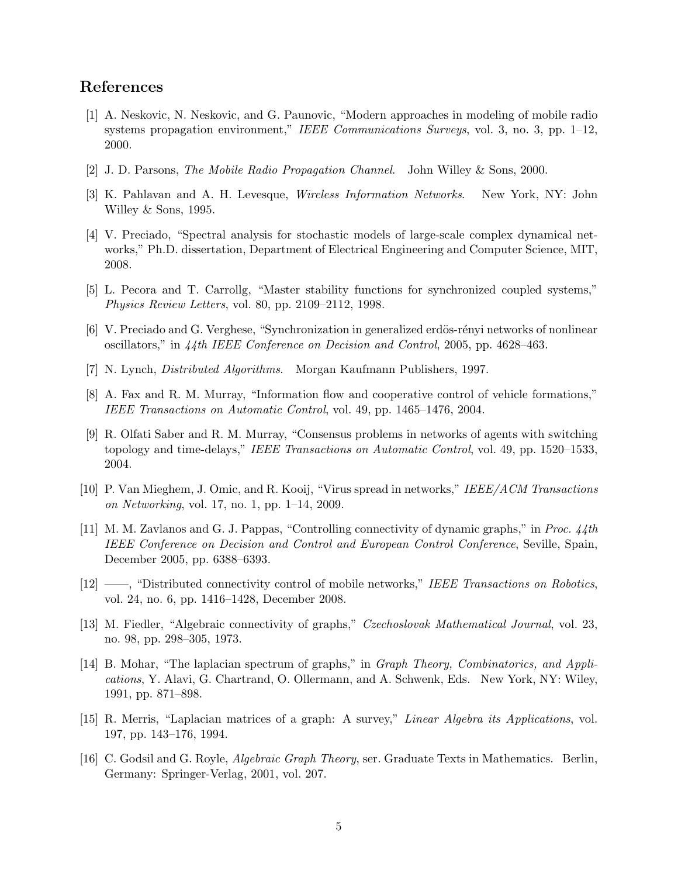## References

[1] A. Neskovic, N. Neskovic, and G. Paunovic, "Modern approaches in modeling of mobile radio systems propagation environment," *IEEE Communications Surveys*, vol. 3, no. 3, pp. 1–12, 2000.

[2] J. D. Parsons, *The Mobile Radio Propagation Channel*. John Willey & Sons, 2000.

[3] K. Pahlavan and A. H. Levesque, *Wireless Information Networks*. New York, NY: John Willey & Sons, 1995.

[4] V. Preciado, "Spectral analysis for stochastic models of large-scale complex dynamical networks," Ph.D. dissertation, Department of Electrical Engineering and Computer Science, MIT, 2008.

[5] L. Pecora and T. Carrollg, "Master stability functions for synchronized coupled systems," *Physics Review Letters*, vol. 80, pp. 2109–2112, 1998.

[6] V. Preciado and G. Verghese, "Synchronization in generalized erdös-rényi networks of nonlinear oscillators," in *44th IEEE Conference on Decision and Control*, 2005, pp. 4628–463.

[7] N. Lynch, *Distributed Algorithms*. Morgan Kaufmann Publishers, 1997.

[8] A. Fax and R. M. Murray, "Information flow and cooperative control of vehicle formations," *IEEE Transactions on Automatic Control*, vol. 49, pp. 1465–1476, 2004.

[9] R. Olfati Saber and R. M. Murray, "Consensus problems in networks of agents with switching topology and time-delays," *IEEE Transactions on Automatic Control*, vol. 49, pp. 1520–1533, 2004.

[10] P. Van Mieghem, J. Omic, and R. Kooij, "Virus spread in networks," *IEEE/ACM Transactions on Networking*, vol. 17, no. 1, pp. 1–14, 2009.

[11] M. M. Zavlanos and G. J. Pappas, "Controlling connectivity of dynamic graphs," in *Proc. 44th IEEE Conference on Decision and Control and European Control Conference*, Seville, Spain, December 2005, pp. 6388–6393.

[12] ——, "Distributed connectivity control of mobile networks," *IEEE Transactions on Robotics*, vol. 24, no. 6, pp. 1416–1428, December 2008.

[13] M. Fiedler, "Algebraic connectivity of graphs," *Czechoslovak Mathematical Journal*, vol. 23, no. 98, pp. 298–305, 1973.

[14] B. Mohar, "The laplacian spectrum of graphs," in *Graph Theory, Combinatorics, and Applications*, Y. Alavi, G. Chartrand, O. Ollermann, and A. Schwenk, Eds. New York, NY: Wiley, 1991, pp. 871–898.

[15] R. Merris, "Laplacian matrices of a graph: A survey," *Linear Algebra its Applications*, vol. 197, pp. 143–176, 1994.

[16] C. Godsil and G. Royle, *Algebraic Graph Theory*, ser. Graduate Texts in Mathematics. Berlin, Germany: Springer-Verlag, 2001, vol. 207.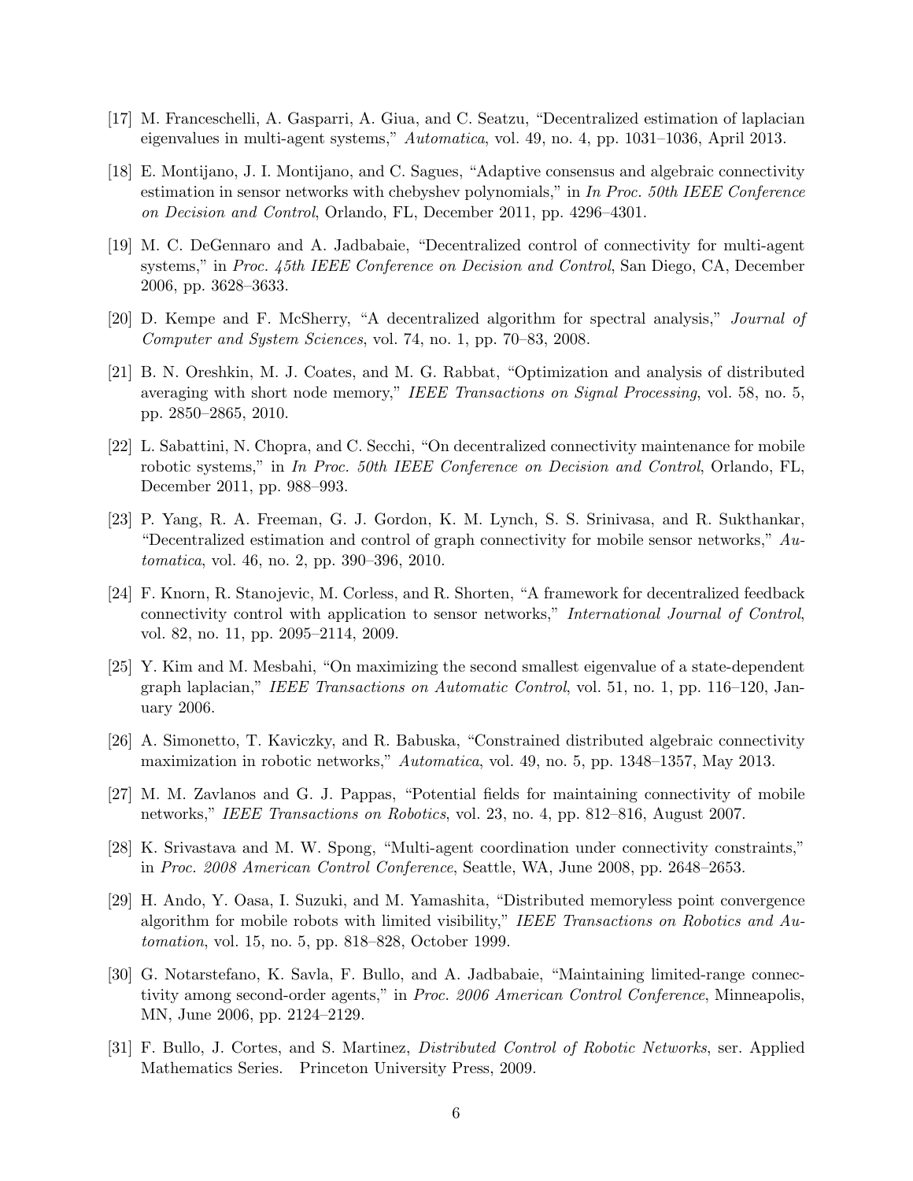[17] M. Franceschelli, A. Gasparri, A. Giua, and C. Seatzu, "Decentralized estimation of laplacian eigenvalues in multi-agent systems," *Automatica*, vol. 49, no. 4, pp. 1031–1036, April 2013.

[18] E. Montijano, J. I. Montijano, and C. Sagues, "Adaptive consensus and algebraic connectivity estimation in sensor networks with chebyshev polynomials," in *In Proc. 50th IEEE Conference on Decision and Control*, Orlando, FL, December 2011, pp. 4296–4301.

[19] M. C. DeGennaro and A. Jadbabaie, "Decentralized control of connectivity for multi-agent systems," in *Proc. 45th IEEE Conference on Decision and Control*, San Diego, CA, December 2006, pp. 3628–3633.

[20] D. Kempe and F. McSherry, "A decentralized algorithm for spectral analysis," *Journal of Computer and System Sciences*, vol. 74, no. 1, pp. 70–83, 2008.

[21] B. N. Oreshkin, M. J. Coates, and M. G. Rabbat, "Optimization and analysis of distributed averaging with short node memory," *IEEE Transactions on Signal Processing*, vol. 58, no. 5, pp. 2850–2865, 2010.

[22] L. Sabattini, N. Chopra, and C. Secchi, "On decentralized connectivity maintenance for mobile robotic systems," in *In Proc. 50th IEEE Conference on Decision and Control*, Orlando, FL, December 2011, pp. 988–993.

[23] P. Yang, R. A. Freeman, G. J. Gordon, K. M. Lynch, S. S. Srinivasa, and R. Sukthankar, "Decentralized estimation and control of graph connectivity for mobile sensor networks," *Automatica*, vol. 46, no. 2, pp. 390–396, 2010.

[24] F. Knorn, R. Stanojevic, M. Corless, and R. Shorten, "A framework for decentralized feedback connectivity control with application to sensor networks," *International Journal of Control*, vol. 82, no. 11, pp. 2095–2114, 2009.

[25] Y. Kim and M. Mesbahi, "On maximizing the second smallest eigenvalue of a state-dependent graph laplacian," *IEEE Transactions on Automatic Control*, vol. 51, no. 1, pp. 116–120, January 2006.

[26] A. Simonetto, T. Kaviczky, and R. Babuska, "Constrained distributed algebraic connectivity maximization in robotic networks," *Automatica*, vol. 49, no. 5, pp. 1348–1357, May 2013.

[27] M. M. Zavlanos and G. J. Pappas, "Potential fields for maintaining connectivity of mobile networks," *IEEE Transactions on Robotics*, vol. 23, no. 4, pp. 812–816, August 2007.

[28] K. Srivastava and M. W. Spong, "Multi-agent coordination under connectivity constraints," in *Proc. 2008 American Control Conference*, Seattle, WA, June 2008, pp. 2648–2653.

[29] H. Ando, Y. Oasa, I. Suzuki, and M. Yamashita, "Distributed memoryless point convergence algorithm for mobile robots with limited visibility," *IEEE Transactions on Robotics and Automation*, vol. 15, no. 5, pp. 818–828, October 1999.

[30] G. Notarstefano, K. Savla, F. Bullo, and A. Jadbabaie, "Maintaining limited-range connectivity among second-order agents," in *Proc. 2006 American Control Conference*, Minneapolis, MN, June 2006, pp. 2124–2129.

[31] F. Bullo, J. Cortes, and S. Martinez, *Distributed Control of Robotic Networks*, ser. Applied Mathematics Series. Princeton University Press, 2009.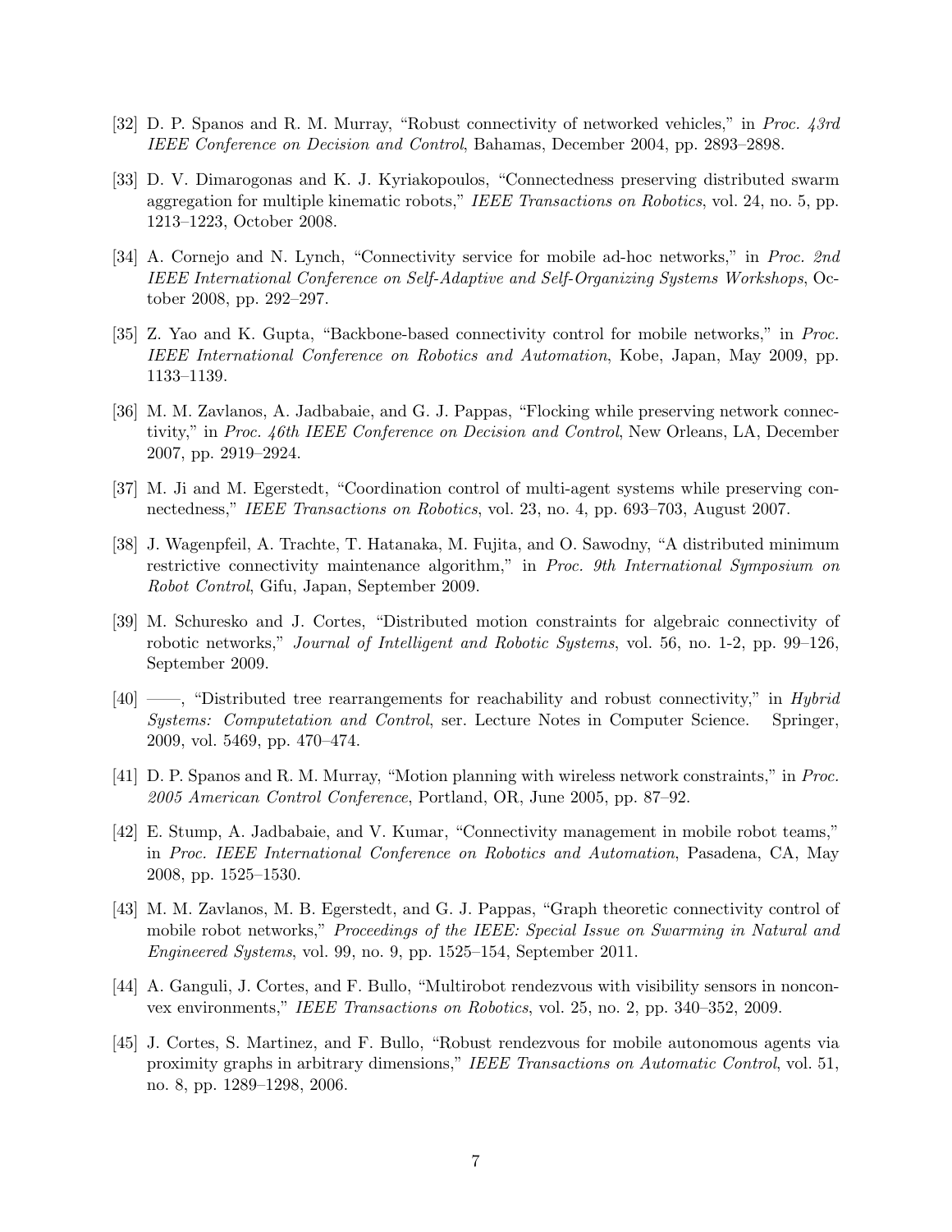[32] D. P. Spanos and R. M. Murray, "Robust connectivity of networked vehicles," in *Proc. 43rd IEEE Conference on Decision and Control*, Bahamas, December 2004, pp. 2893–2898.

[33] D. V. Dimarogonas and K. J. Kyriakopoulos, "Connectedness preserving distributed swarm aggregation for multiple kinematic robots," *IEEE Transactions on Robotics*, vol. 24, no. 5, pp. 1213–1223, October 2008.

[34] A. Cornejo and N. Lynch, "Connectivity service for mobile ad-hoc networks," in *Proc. 2nd IEEE International Conference on Self-Adaptive and Self-Organizing Systems Workshops*, October 2008, pp. 292–297.

[35] Z. Yao and K. Gupta, "Backbone-based connectivity control for mobile networks," in *Proc. IEEE International Conference on Robotics and Automation*, Kobe, Japan, May 2009, pp. 1133–1139.

[36] M. M. Zavlanos, A. Jadbabaie, and G. J. Pappas, "Flocking while preserving network connectivity," in *Proc. 46th IEEE Conference on Decision and Control*, New Orleans, LA, December 2007, pp. 2919–2924.

[37] M. Ji and M. Egerstedt, "Coordination control of multi-agent systems while preserving connectedness," *IEEE Transactions on Robotics*, vol. 23, no. 4, pp. 693–703, August 2007.

[38] J. Wagenpfeil, A. Trachte, T. Hatanaka, M. Fujita, and O. Sawodny, "A distributed minimum restrictive connectivity maintenance algorithm," in *Proc. 9th International Symposium on Robot Control*, Gifu, Japan, September 2009.

[39] M. Schuresko and J. Cortes, "Distributed motion constraints for algebraic connectivity of robotic networks," *Journal of Intelligent and Robotic Systems*, vol. 56, no. 1-2, pp. 99–126, September 2009.

[40] ——, "Distributed tree rearrangements for reachability and robust connectivity," in *Hybrid Systems: Computetation and Control*, ser. Lecture Notes in Computer Science. Springer, 2009, vol. 5469, pp. 470–474.

[41] D. P. Spanos and R. M. Murray, "Motion planning with wireless network constraints," in *Proc. 2005 American Control Conference*, Portland, OR, June 2005, pp. 87–92.

[42] E. Stump, A. Jadbabaie, and V. Kumar, "Connectivity management in mobile robot teams," in *Proc. IEEE International Conference on Robotics and Automation*, Pasadena, CA, May 2008, pp. 1525–1530.

[43] M. M. Zavlanos, M. B. Egerstedt, and G. J. Pappas, "Graph theoretic connectivity control of mobile robot networks," *Proceedings of the IEEE: Special Issue on Swarming in Natural and Engineered Systems*, vol. 99, no. 9, pp. 1525–154, September 2011.

[44] A. Ganguli, J. Cortes, and F. Bullo, "Multirobot rendezvous with visibility sensors in nonconvex environments," *IEEE Transactions on Robotics*, vol. 25, no. 2, pp. 340–352, 2009.

[45] J. Cortes, S. Martinez, and F. Bullo, "Robust rendezvous for mobile autonomous agents via proximity graphs in arbitrary dimensions," *IEEE Transactions on Automatic Control*, vol. 51, no. 8, pp. 1289–1298, 2006.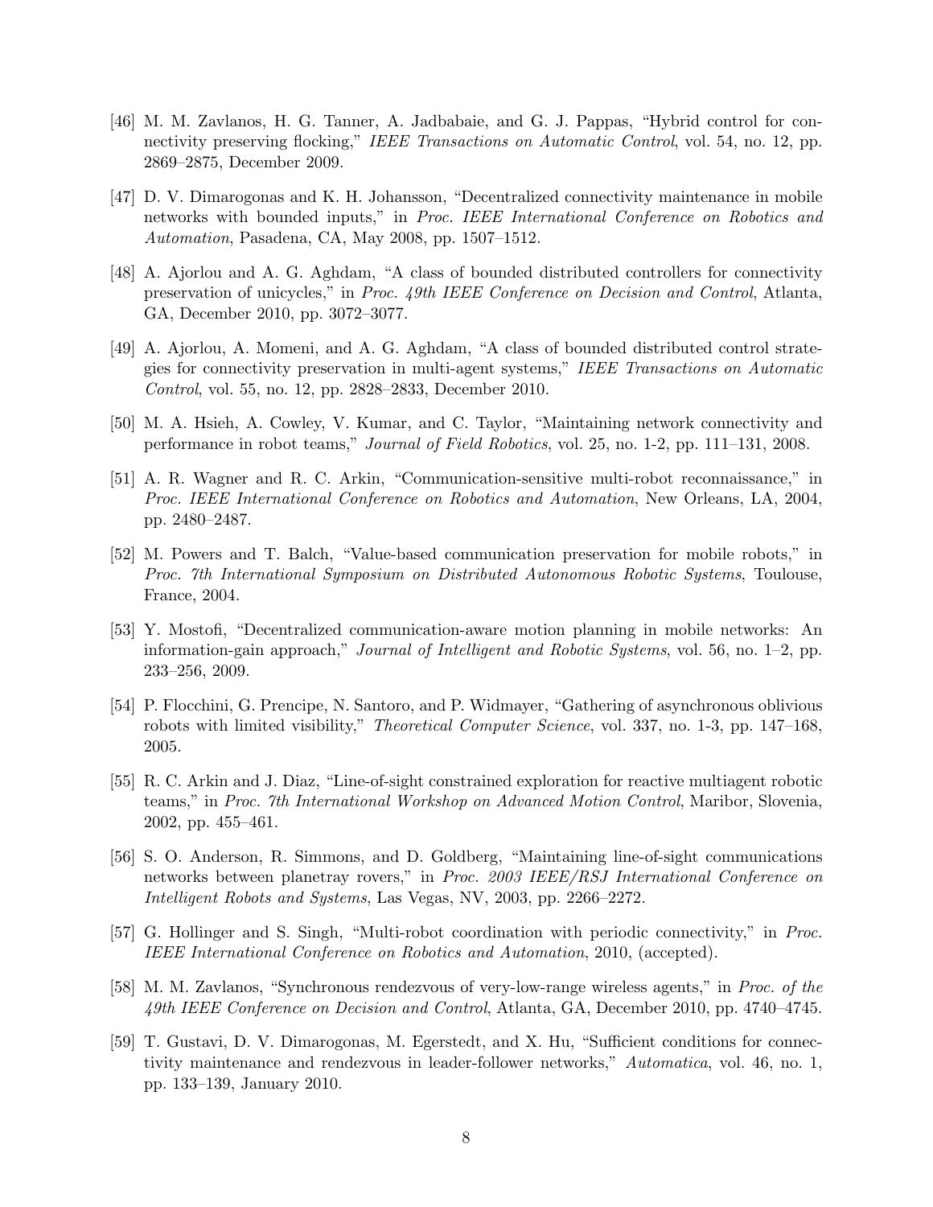[46] M. M. Zavlanos, H. G. Tanner, A. Jadbabaie, and G. J. Pappas, "Hybrid control for connectivity preserving flocking," *IEEE Transactions on Automatic Control*, vol. 54, no. 12, pp. 2869–2875, December 2009.

[47] D. V. Dimarogonas and K. H. Johansson, "Decentralized connectivity maintenance in mobile networks with bounded inputs," in *Proc. IEEE International Conference on Robotics and Automation*, Pasadena, CA, May 2008, pp. 1507–1512.

[48] A. Ajorlou and A. G. Aghdam, "A class of bounded distributed controllers for connectivity preservation of unicycles," in *Proc. 49th IEEE Conference on Decision and Control*, Atlanta, GA, December 2010, pp. 3072–3077.

[49] A. Ajorlou, A. Momeni, and A. G. Aghdam, "A class of bounded distributed control strategies for connectivity preservation in multi-agent systems," *IEEE Transactions on Automatic Control*, vol. 55, no. 12, pp. 2828–2833, December 2010.

[50] M. A. Hsieh, A. Cowley, V. Kumar, and C. Taylor, "Maintaining network connectivity and performance in robot teams," *Journal of Field Robotics*, vol. 25, no. 1-2, pp. 111–131, 2008.

[51] A. R. Wagner and R. C. Arkin, "Communication-sensitive multi-robot reconnaissance," in *Proc. IEEE International Conference on Robotics and Automation*, New Orleans, LA, 2004, pp. 2480–2487.

[52] M. Powers and T. Balch, "Value-based communication preservation for mobile robots," in *Proc. 7th International Symposium on Distributed Autonomous Robotic Systems*, Toulouse, France, 2004.

[53] Y. Mostofi, "Decentralized communication-aware motion planning in mobile networks: An information-gain approach," *Journal of Intelligent and Robotic Systems*, vol. 56, no. 1–2, pp. 233–256, 2009.

[54] P. Flocchini, G. Prencipe, N. Santoro, and P. Widmayer, "Gathering of asynchronous oblivious robots with limited visibility," *Theoretical Computer Science*, vol. 337, no. 1-3, pp. 147–168, 2005.

[55] R. C. Arkin and J. Diaz, "Line-of-sight constrained exploration for reactive multiagent robotic teams," in *Proc. 7th International Workshop on Advanced Motion Control*, Maribor, Slovenia, 2002, pp. 455–461.

[56] S. O. Anderson, R. Simmons, and D. Goldberg, "Maintaining line-of-sight communications networks between planetray rovers," in *Proc. 2003 IEEE/RSJ International Conference on Intelligent Robots and Systems*, Las Vegas, NV, 2003, pp. 2266–2272.

[57] G. Hollinger and S. Singh, "Multi-robot coordination with periodic connectivity," in *Proc. IEEE International Conference on Robotics and Automation*, 2010, (accepted).

[58] M. M. Zavlanos, "Synchronous rendezvous of very-low-range wireless agents," in *Proc. of the 49th IEEE Conference on Decision and Control*, Atlanta, GA, December 2010, pp. 4740–4745.

[59] T. Gustavi, D. V. Dimarogonas, M. Egerstedt, and X. Hu, "Sufficient conditions for connectivity maintenance and rendezvous in leader-follower networks," *Automatica*, vol. 46, no. 1, pp. 133–139, January 2010.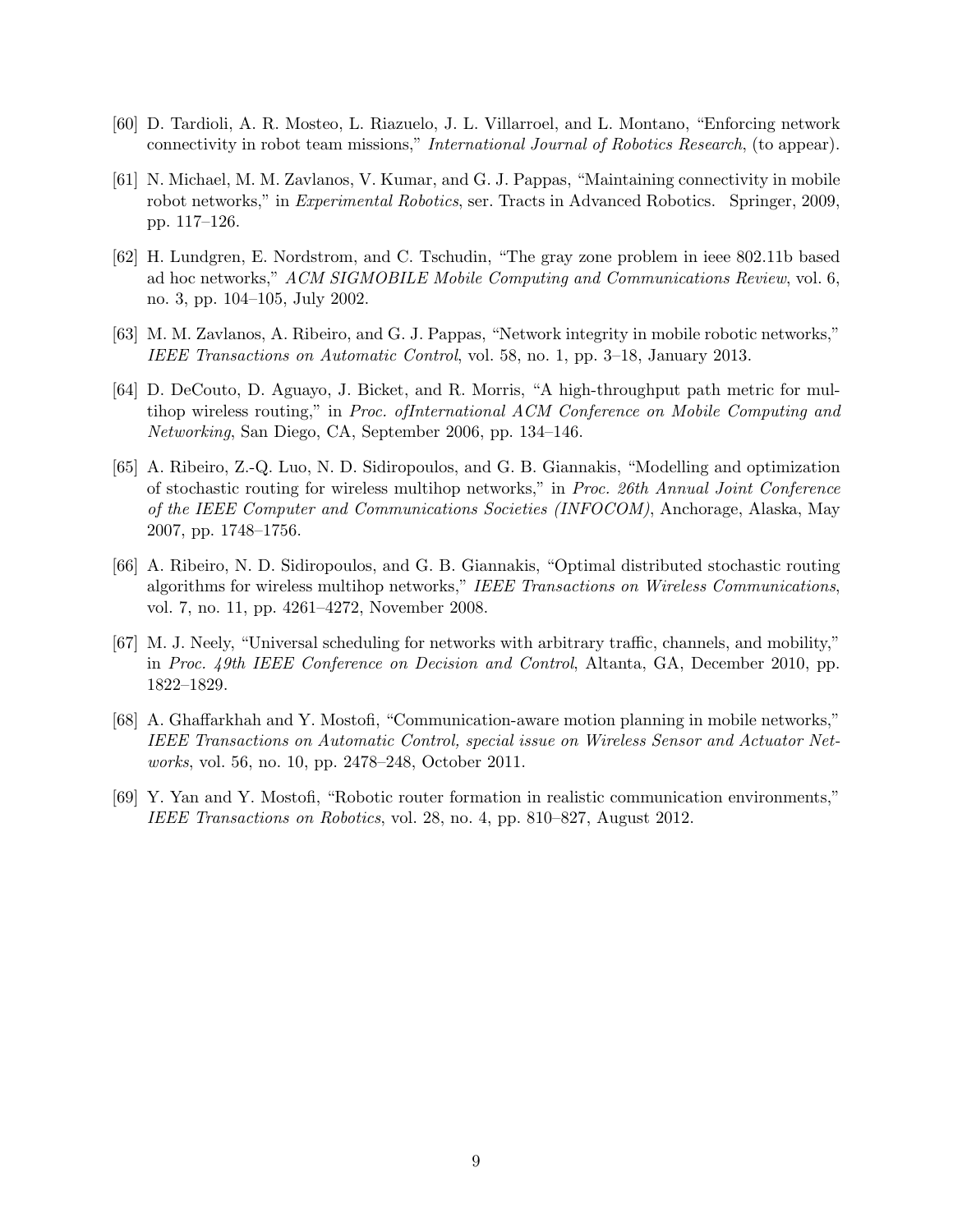[60] D. Tardioli, A. R. Mosteo, L. Riazuelo, J. L. Villarroel, and L. Montano, "Enforcing network connectivity in robot team missions," *International Journal of Robotics Research*, (to appear).

[61] N. Michael, M. M. Zavlanos, V. Kumar, and G. J. Pappas, "Maintaining connectivity in mobile robot networks," in *Experimental Robotics*, ser. Tracts in Advanced Robotics. Springer, 2009, pp. 117–126.

[62] H. Lundgren, E. Nordstrom, and C. Tschudin, "The gray zone problem in ieee 802.11b based ad hoc networks," *ACM SIGMOBILE Mobile Computing and Communications Review*, vol. 6, no. 3, pp. 104–105, July 2002.

[63] M. M. Zavlanos, A. Ribeiro, and G. J. Pappas, "Network integrity in mobile robotic networks," *IEEE Transactions on Automatic Control*, vol. 58, no. 1, pp. 3–18, January 2013.

[64] D. DeCouto, D. Aguayo, J. Bicket, and R. Morris, "A high-throughput path metric for multihop wireless routing," in *Proc. ofInternational ACM Conference on Mobile Computing and Networking*, San Diego, CA, September 2006, pp. 134–146.

[65] A. Ribeiro, Z.-Q. Luo, N. D. Sidiropoulos, and G. B. Giannakis, "Modelling and optimization of stochastic routing for wireless multihop networks," in *Proc. 26th Annual Joint Conference of the IEEE Computer and Communications Societies (INFOCOM)*, Anchorage, Alaska, May 2007, pp. 1748–1756.

[66] A. Ribeiro, N. D. Sidiropoulos, and G. B. Giannakis, "Optimal distributed stochastic routing algorithms for wireless multihop networks," *IEEE Transactions on Wireless Communications*, vol. 7, no. 11, pp. 4261–4272, November 2008.

[67] M. J. Neely, "Universal scheduling for networks with arbitrary traffic, channels, and mobility," in *Proc. 49th IEEE Conference on Decision and Control*, Altanta, GA, December 2010, pp. 1822–1829.

[68] A. Ghaffarkhah and Y. Mostofi, "Communication-aware motion planning in mobile networks," *IEEE Transactions on Automatic Control, special issue on Wireless Sensor and Actuator Networks*, vol. 56, no. 10, pp. 2478–248, October 2011.

[69] Y. Yan and Y. Mostofi, "Robotic router formation in realistic communication environments," *IEEE Transactions on Robotics*, vol. 28, no. 4, pp. 810–827, August 2012.